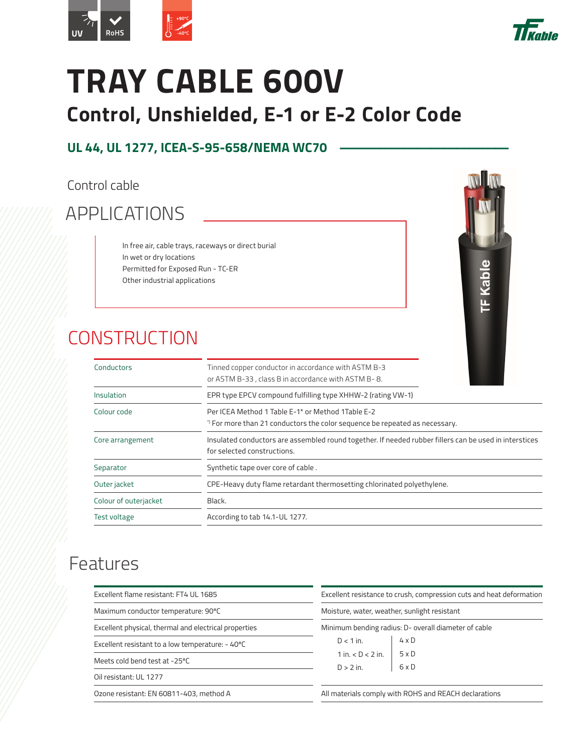UV RoHS +90°C -40°C

# TRAY CABLE 600V

## Control, Unshielded, E-1 or E-2 Color Code

### UL 44, UL 1277, ICEA-S-95-658/NEMA WC70

Control cable

## APPLICATIONS

In free air, cable trays, raceways or direct burial
In wet or dry locations
Permitted for Exposed Run - TC-ER
Other industrial applications

## CONSTRUCTION

| | |
|---|---|
| Conductors | Tinned copper conductor in accordance with ASTM B-3 or ASTM B-33 , class B in accordance with ASTM B- 8. |
| Insulation | EPR type EPCV compound fulfilling type XHHW-2 (rating VW-1) |
| Colour code | Per ICEA Method 1 Table E-1* or Method 1Table E-2<br>*) For more than 21 conductors the color sequence be repeated as necessary. |
| Core arrangement | Insulated conductors are assembled round together. If needed rubber fillers can be used in interstices for selected constructions. |
| Separator | Synthetic tape over core of cable . |
| Outer jacket | CPE-Heavy duty flame retardant thermosetting chlorinated polyethylene. |
| Colour of outerjacket | Black. |
| Test voltage | According to tab 14.1-UL 1277. |

## Features

- Excellent flame resistant: FT4 UL 1685
- Maximum conductor temperature: 90°C
- Excellent physical, thermal and electrical properties
- Excellent resistant to a low temperature: - 40°C
- Meets cold bend test at -25°C
- Oil resistant: UL 1277
- Ozone resistant: EN 60811-403, method A
- Excellent resistance to crush, compression cuts and heat deformation
- Moisture, water, weather, sunlight resistant
- Minimum bending radius: D- overall diameter of cable

| | |
|---|---|
| D < 1 in. | 4 x D |
| 1 in. < D < 2 in. | 5 x D |
| D > 2 in. | 6 x D |

- All materials comply with ROHS and REACH declarations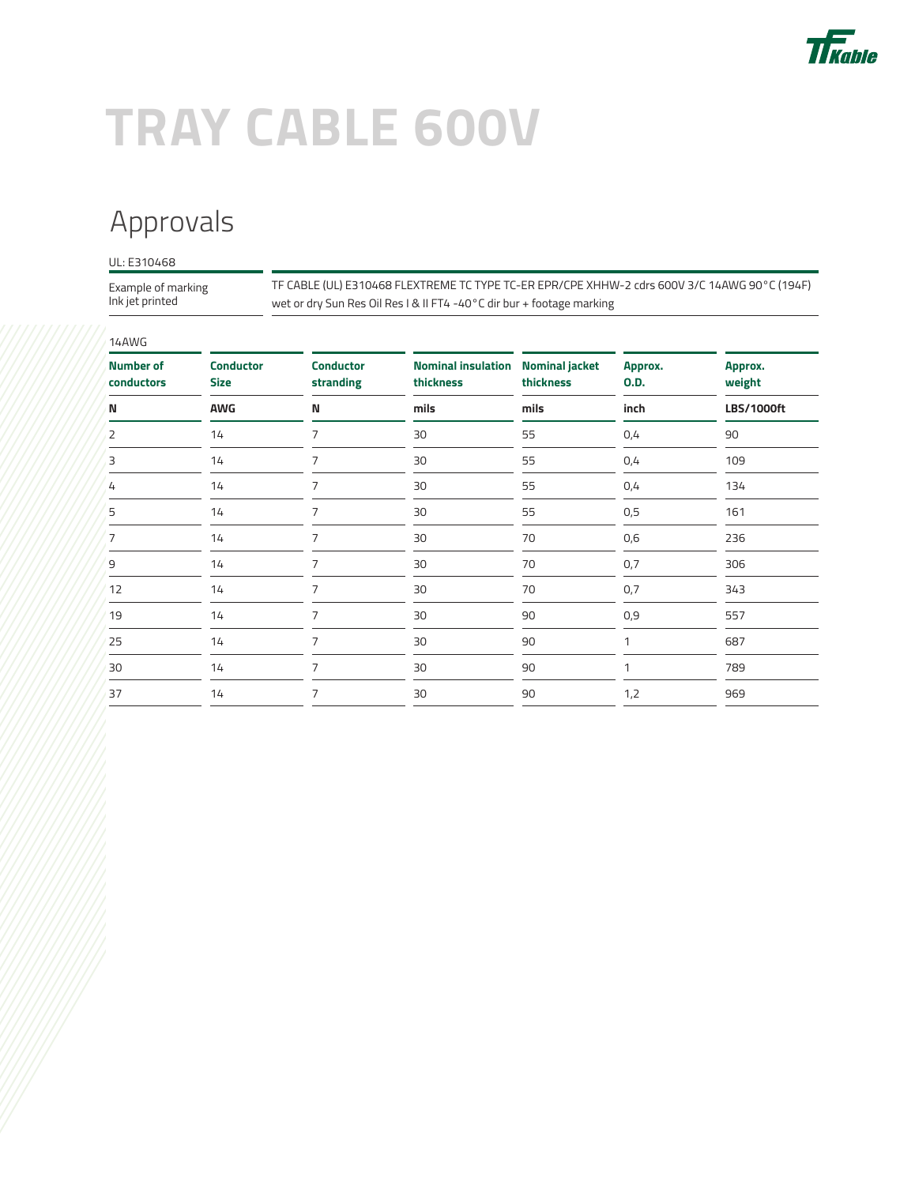# TRAY CABLE 600V

## Approvals

UL: E310468

| Example of marking<br>Ink jet printed | TF CABLE (UL) E310468 FLEXTREME TC TYPE TC-ER EPR/CPE XHHW-2 cdrs 600V 3/C 14AWG 90°C (194F) wet or dry Sun Res Oil Res I & II FT4 -40°C dir bur + footage marking |
|---|---|

14AWG

| Number of conductors | Conductor Size | Conductor stranding | Nominal insulation thickness | Nominal jacket thickness | Approx. O.D. | Approx. weight |
|---|---|---|---|---|---|---|
| **N** | **AWG** | **N** | **mils** | **mils** | **inch** | **LBS/1000ft** |
| 2 | 14 | 7 | 30 | 55 | 0,4 | 90 |
| 3 | 14 | 7 | 30 | 55 | 0,4 | 109 |
| 4 | 14 | 7 | 30 | 55 | 0,4 | 134 |
| 5 | 14 | 7 | 30 | 55 | 0,5 | 161 |
| 7 | 14 | 7 | 30 | 70 | 0,6 | 236 |
| 9 | 14 | 7 | 30 | 70 | 0,7 | 306 |
| 12 | 14 | 7 | 30 | 70 | 0,7 | 343 |
| 19 | 14 | 7 | 30 | 90 | 0,9 | 557 |
| 25 | 14 | 7 | 30 | 90 | 1 | 687 |
| 30 | 14 | 7 | 30 | 90 | 1 | 789 |
| 37 | 14 | 7 | 30 | 90 | 1,2 | 969 |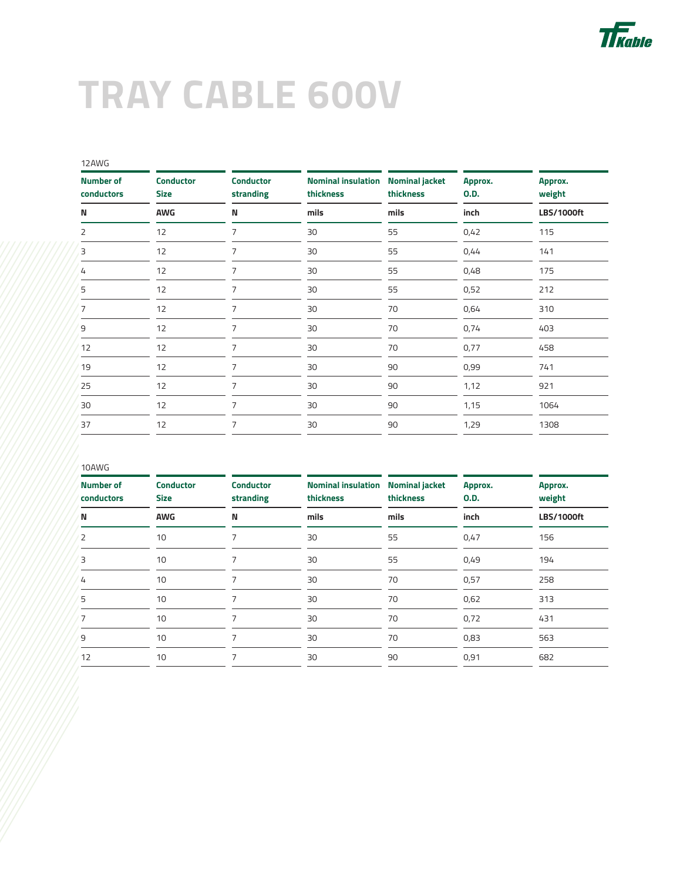# TRAY CABLE 600V

12AWG

| Number of conductors | Conductor Size | Conductor stranding | Nominal insulation thickness | Nominal jacket thickness | Approx. O.D. | Approx. weight |
|---|---|---|---|---|---|---|
| N | AWG | N | mils | mils | inch | LBS/1000ft |
| 2 | 12 | 7 | 30 | 55 | 0,42 | 115 |
| 3 | 12 | 7 | 30 | 55 | 0,44 | 141 |
| 4 | 12 | 7 | 30 | 55 | 0,48 | 175 |
| 5 | 12 | 7 | 30 | 55 | 0,52 | 212 |
| 7 | 12 | 7 | 30 | 70 | 0,64 | 310 |
| 9 | 12 | 7 | 30 | 70 | 0,74 | 403 |
| 12 | 12 | 7 | 30 | 70 | 0,77 | 458 |
| 19 | 12 | 7 | 30 | 90 | 0,99 | 741 |
| 25 | 12 | 7 | 30 | 90 | 1,12 | 921 |
| 30 | 12 | 7 | 30 | 90 | 1,15 | 1064 |
| 37 | 12 | 7 | 30 | 90 | 1,29 | 1308 |

10AWG

| Number of conductors | Conductor Size | Conductor stranding | Nominal insulation thickness | Nominal jacket thickness | Approx. O.D. | Approx. weight |
|---|---|---|---|---|---|---|
| N | AWG | N | mils | mils | inch | LBS/1000ft |
| 2 | 10 | 7 | 30 | 55 | 0,47 | 156 |
| 3 | 10 | 7 | 30 | 55 | 0,49 | 194 |
| 4 | 10 | 7 | 30 | 70 | 0,57 | 258 |
| 5 | 10 | 7 | 30 | 70 | 0,62 | 313 |
| 7 | 10 | 7 | 30 | 70 | 0,72 | 431 |
| 9 | 10 | 7 | 30 | 70 | 0,83 | 563 |
| 12 | 10 | 7 | 30 | 90 | 0,91 | 682 |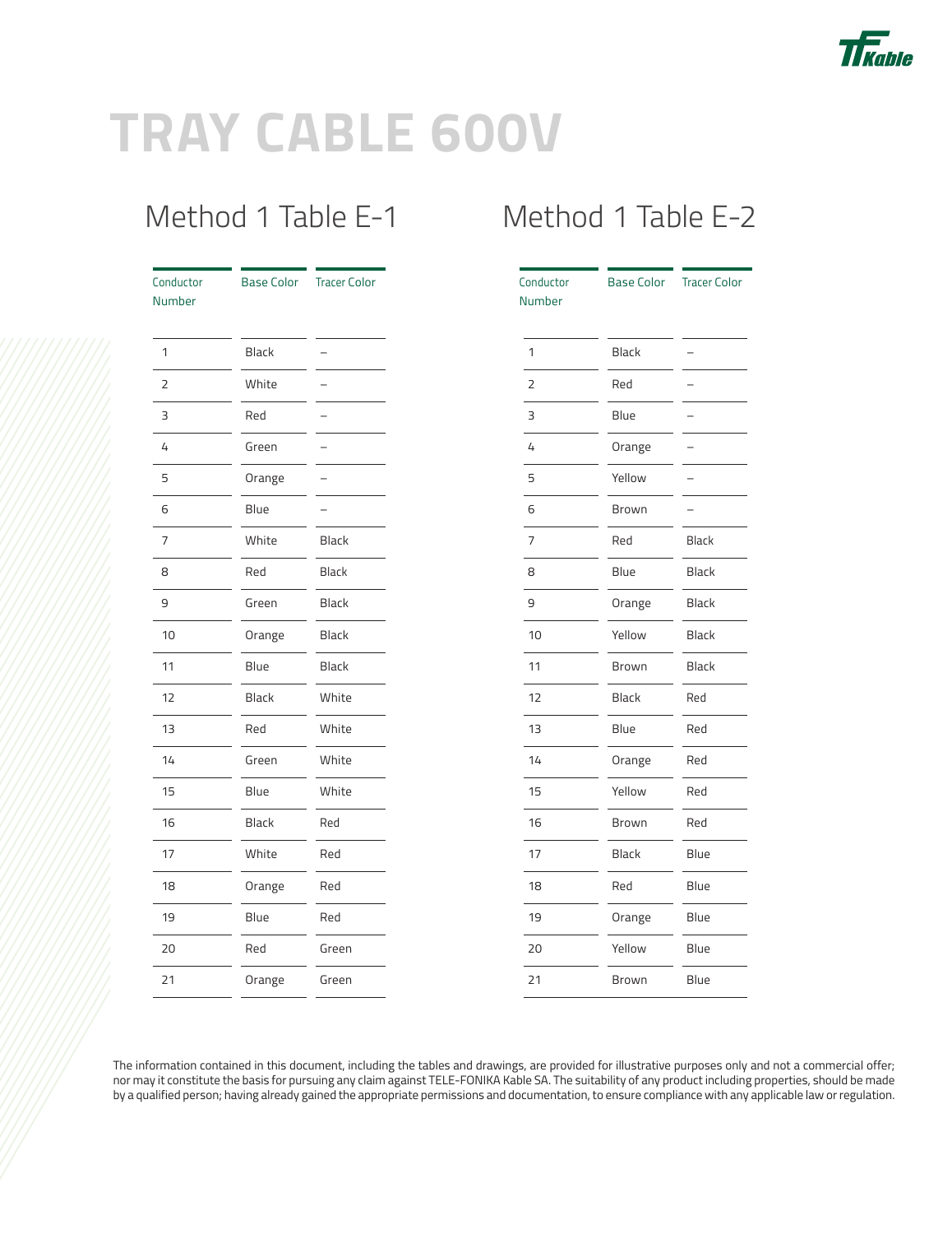# TRAY CABLE 600V

## Method 1 Table E-1

| Conductor Number | Base Color | Tracer Color |
|---|---|---|
| 1 | Black | – |
| 2 | White | – |
| 3 | Red | – |
| 4 | Green | – |
| 5 | Orange | – |
| 6 | Blue | – |
| 7 | White | Black |
| 8 | Red | Black |
| 9 | Green | Black |
| 10 | Orange | Black |
| 11 | Blue | Black |
| 12 | Black | White |
| 13 | Red | White |
| 14 | Green | White |
| 15 | Blue | White |
| 16 | Black | Red |
| 17 | White | Red |
| 18 | Orange | Red |
| 19 | Blue | Red |
| 20 | Red | Green |
| 21 | Orange | Green |

## Method 1 Table E-2

| Conductor Number | Base Color | Tracer Color |
|---|---|---|
| 1 | Black | – |
| 2 | Red | – |
| 3 | Blue | – |
| 4 | Orange | – |
| 5 | Yellow | – |
| 6 | Brown | – |
| 7 | Red | Black |
| 8 | Blue | Black |
| 9 | Orange | Black |
| 10 | Yellow | Black |
| 11 | Brown | Black |
| 12 | Black | Red |
| 13 | Blue | Red |
| 14 | Orange | Red |
| 15 | Yellow | Red |
| 16 | Brown | Red |
| 17 | Black | Blue |
| 18 | Red | Blue |
| 19 | Orange | Blue |
| 20 | Yellow | Blue |
| 21 | Brown | Blue |

The information contained in this document, including the tables and drawings, are provided for illustrative purposes only and not a commercial offer; nor may it constitute the basis for pursuing any claim against TELE-FONIKA Kable SA. The suitability of any product including properties, should be made by a qualified person; having already gained the appropriate permissions and documentation, to ensure compliance with any applicable law or regulation.